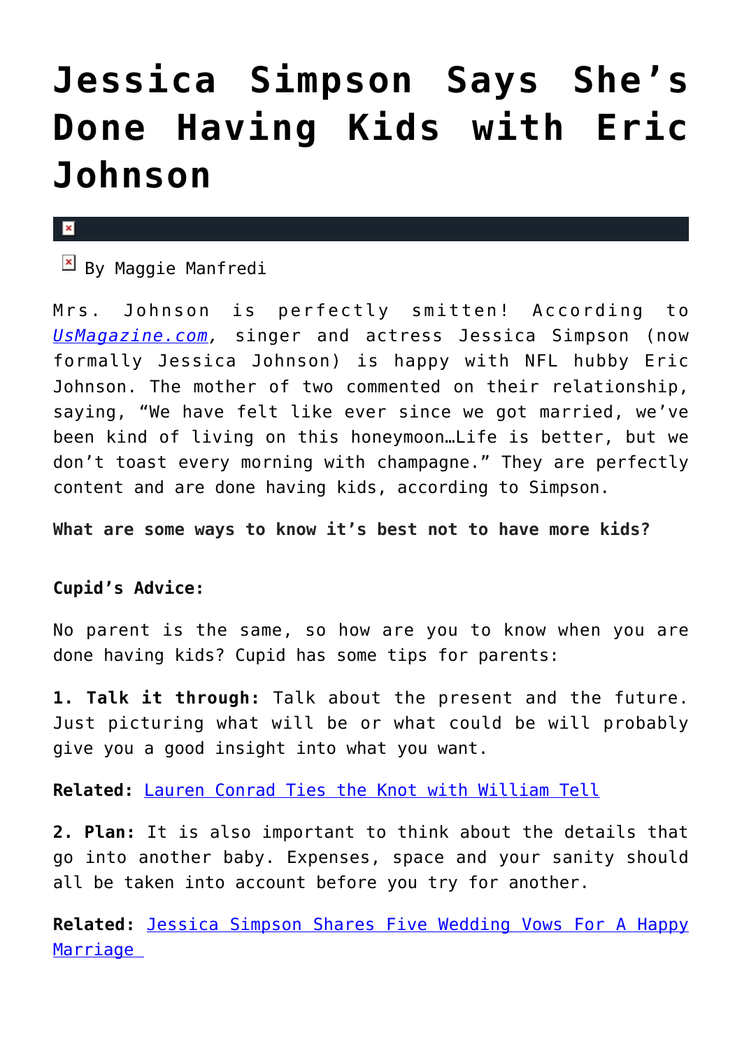# Jessica Simpson Says She's Done Having Kids with Eric Johnson

By Maggie Manfredi

Mrs. Johnson is perfectly smitten! According to *UsMagazine.com*, singer and actress Jessica Simpson (now formally Jessica Johnson) is happy with NFL hubby Eric Johnson. The mother of two commented on their relationship, saying, "We have felt like ever since we got married, we've been kind of living on this honeymoon…Life is better, but we don't toast every morning with champagne." They are perfectly content and are done having kids, according to Simpson.

**What are some ways to know it's best not to have more kids?**

**Cupid's Advice:**

No parent is the same, so how are you to know when you are done having kids? Cupid has some tips for parents:

**1. Talk it through:** Talk about the present and the future. Just picturing what will be or what could be will probably give you a good insight into what you want.

**Related:** Lauren Conrad Ties the Knot with William Tell

**2. Plan:** It is also important to think about the details that go into another baby. Expenses, space and your sanity should all be taken into account before you try for another.

**Related:** Jessica Simpson Shares Five Wedding Vows For A Happy Marriage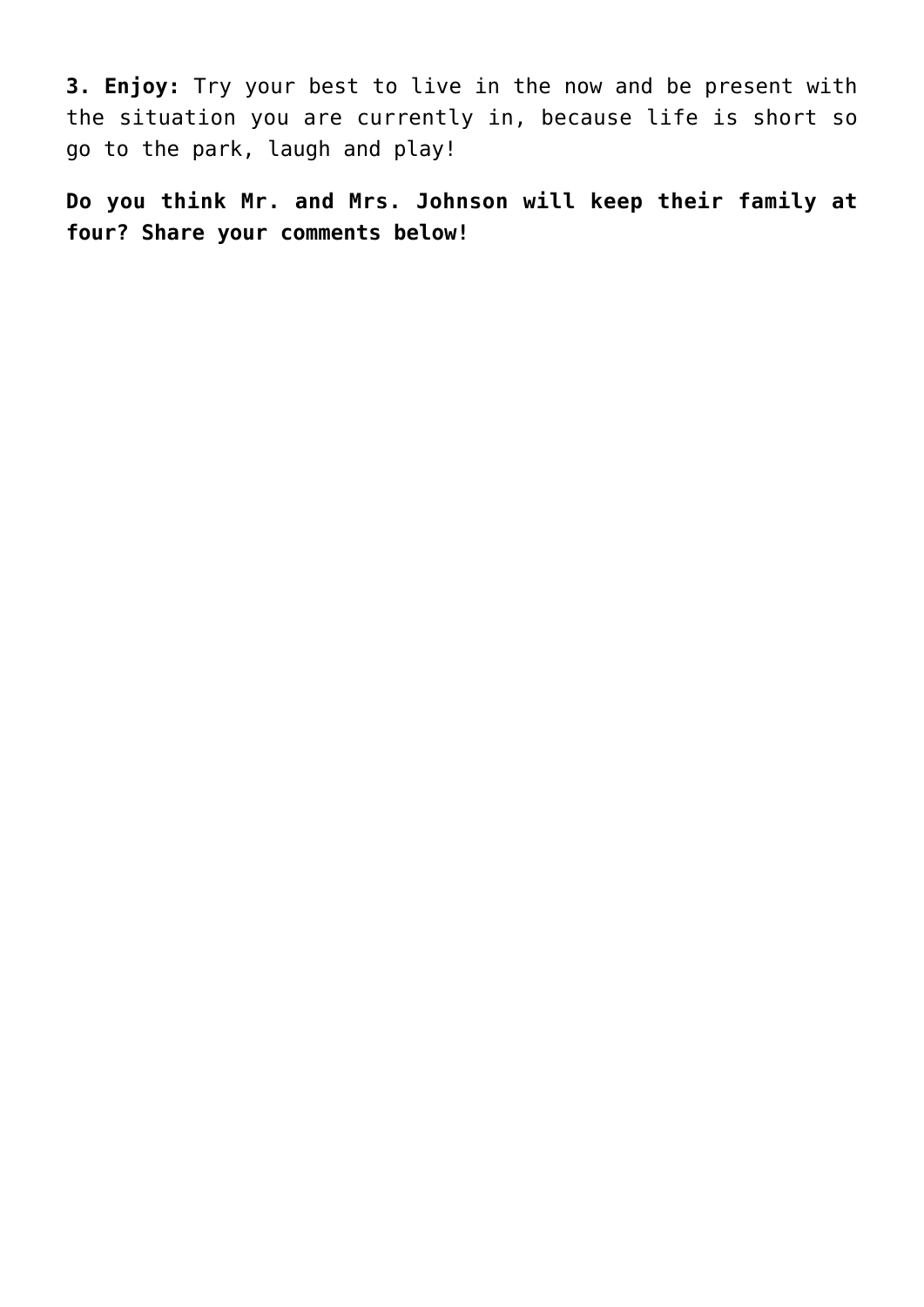**3. Enjoy:** Try your best to live in the now and be present with the situation you are currently in, because life is short so go to the park, laugh and play!

**Do you think Mr. and Mrs. Johnson will keep their family at four? Share your comments below!**